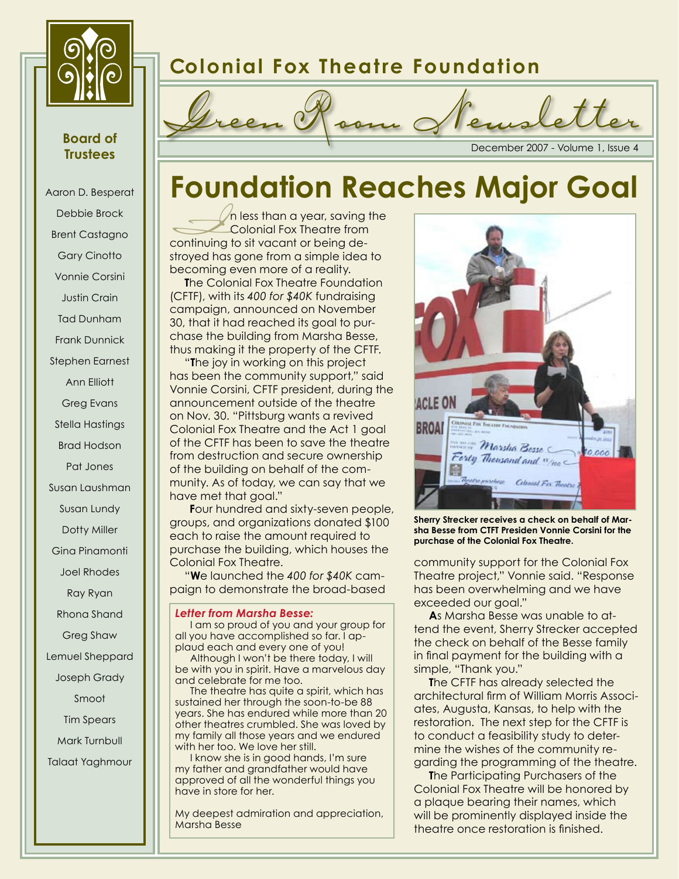# Colonial Fox Theatre Foundation

## Green Room Newsletter

December 2007 - Volume 1, Issue 4

**Board of Trustees**

Aaron D. Besperat
Debbie Brock
Brent Castagno
Gary Cinotto
Vonnie Corsini
Justin Crain
Tad Dunham
Frank Dunnick
Stephen Earnest
Ann Elliott
Greg Evans
Stella Hastings
Brad Hodson
Pat Jones
Susan Laushman
Susan Lundy
Dotty Miller
Gina Pinamonti
Joel Rhodes
Ray Ryan
Rhona Shand
Greg Shaw
Lemuel Sheppard
Joseph Grady
Smoot
Tim Spears
Mark Turnbull
Talaat Yaghmour

# Foundation Reaches Major Goal

In less than a year, saving the Colonial Fox Theatre from continuing to sit vacant or being destroyed has gone from a simple idea to becoming even more of a reality.

The Colonial Fox Theatre Foundation (CFTF), with its *400 for $40K* fundraising campaign, announced on November 30, that it had reached its goal to purchase the building from Marsha Besse, thus making it the property of the CFTF.

"The joy in working on this project has been the community support," said Vonnie Corsini, CFTF president, during the announcement outside of the theatre on Nov. 30. "Pittsburg wants a revived Colonial Fox Theatre and the Act 1 goal of the CFTF has been to save the theatre from destruction and secure ownership of the building on behalf of the community. As of today, we can say that we have met that goal."

Four hundred and sixty-seven people, groups, and organizations donated $100 each to raise the amount required to purchase the building, which houses the Colonial Fox Theatre.

"We launched the *400 for $40K* campaign to demonstrate the broad-based community support for the Colonial Fox Theatre project," Vonnie said. "Response has been overwhelming and we have exceeded our goal."

As Marsha Besse was unable to attend the event, Sherry Strecker accepted the check on behalf of the Besse family in final payment for the building with a simple, "Thank you."

The CFTF has already selected the architectural firm of William Morris Associates, Augusta, Kansas, to help with the restoration. The next step for the CFTF is to conduct a feasibility study to determine the wishes of the community regarding the programming of the theatre.

The Participating Purchasers of the Colonial Fox Theatre will be honored by a plaque bearing their names, which will be prominently displayed inside the theatre once restoration is finished.

**Sherry Strecker receives a check on behalf of Marsha Besse from CTFT Presiden Vonnie Corsini for the purchase of the Colonial Fox Theatre.**

***Letter from Marsha Besse:***

I am so proud of you and your group for all you have accomplished so far. I applaud each and every one of you!

Although I won't be there today, I will be with you in spirit. Have a marvelous day and celebrate for me too.

The theatre has quite a spirit, which has sustained her through the soon-to-be 88 years. She has endured while more than 20 other theatres crumbled. She was loved by my family all those years and we endured with her too. We love her still.

I know she is in good hands, I'm sure my father and grandfather would have approved of all the wonderful things you have in store for her.

My deepest admiration and appreciation,
Marsha Besse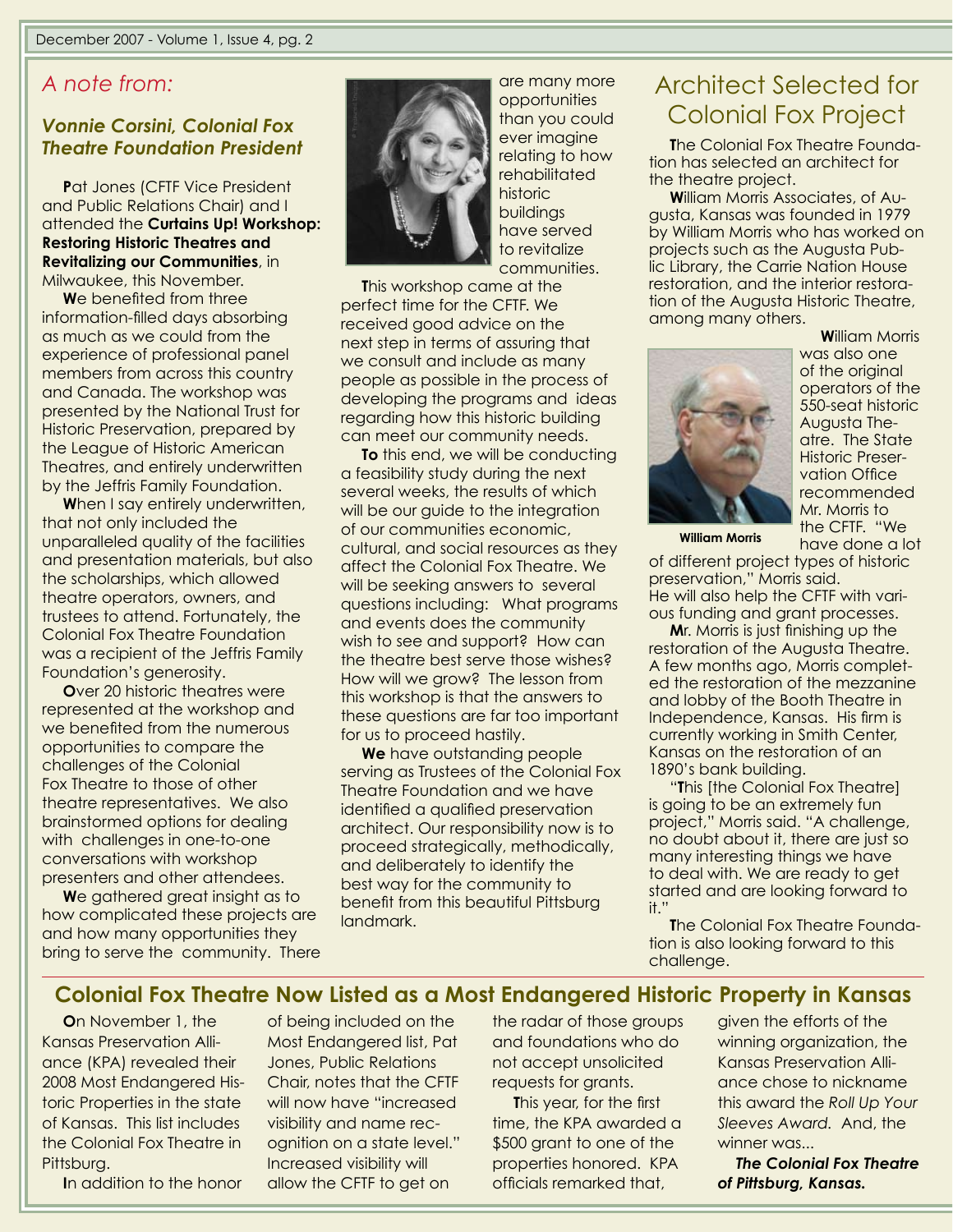## *A note from:*

### *Vonnie Corsini, Colonial Fox Theatre Foundation President*

Pat Jones (CFTF Vice President and Public Relations Chair) and I attended the **Curtains Up! Workshop: Restoring Historic Theatres and Revitalizing our Communities**, in Milwaukee, this November.

We benefited from three information-filled days absorbing as much as we could from the experience of professional panel members from across this country and Canada. The workshop was presented by the National Trust for Historic Preservation, prepared by the League of Historic American Theatres, and entirely underwritten by the Jeffris Family Foundation.

When I say entirely underwritten, that not only included the unparalleled quality of the facilities and presentation materials, but also the scholarships, which allowed theatre operators, owners, and trustees to attend. Fortunately, the Colonial Fox Theatre Foundation was a recipient of the Jeffris Family Foundation's generosity.

Over 20 historic theatres were represented at the workshop and we benefited from the numerous opportunities to compare the challenges of the Colonial Fox Theatre to those of other theatre representatives. We also brainstormed options for dealing with challenges in one-to-one conversations with workshop presenters and other attendees.

We gathered great insight as to how complicated these projects are and how many opportunities they bring to serve the community. There are many more opportunities than you could ever imagine relating to how rehabilitated historic buildings have served to revitalize communities.

This workshop came at the perfect time for the CFTF. We received good advice on the next step in terms of assuring that we consult and include as many people as possible in the process of developing the programs and ideas regarding how this historic building can meet our community needs.

**To** this end, we will be conducting a feasibility study during the next several weeks, the results of which will be our guide to the integration of our communities economic, cultural, and social resources as they affect the Colonial Fox Theatre. We will be seeking answers to several questions including: What programs and events does the community wish to see and support? How can the theatre best serve those wishes? How will we grow? The lesson from this workshop is that the answers to these questions are far too important for us to proceed hastily.

**We** have outstanding people serving as Trustees of the Colonial Fox Theatre Foundation and we have identified a qualified preservation architect. Our responsibility now is to proceed strategically, methodically, and deliberately to identify the best way for the community to benefit from this beautiful Pittsburg landmark.

## Architect Selected for Colonial Fox Project

The Colonial Fox Theatre Foundation has selected an architect for the theatre project.

William Morris Associates, of Augusta, Kansas was founded in 1979 by William Morris who has worked on projects such as the Augusta Public Library, the Carrie Nation House restoration, and the interior restoration of the Augusta Historic Theatre, among many others.

William Morris was also one of the original operators of the 550-seat historic Augusta Theatre. The State Historic Preservation Office recommended Mr. Morris to the CFTF. "We have done a lot of different project types of historic preservation," Morris said. He will also help the CFTF with various funding and grant processes.

**William Morris**

Mr. Morris is just finishing up the restoration of the Augusta Theatre. A few months ago, Morris completed the restoration of the mezzanine and lobby of the Booth Theatre in Independence, Kansas. His firm is currently working in Smith Center, Kansas on the restoration of an 1890's bank building.

"This [the Colonial Fox Theatre] is going to be an extremely fun project," Morris said. "A challenge, no doubt about it, there are just so many interesting things we have to deal with. We are ready to get started and are looking forward to it."

The Colonial Fox Theatre Foundation is also looking forward to this challenge.

## Colonial Fox Theatre Now Listed as a Most Endangered Historic Property in Kansas

On November 1, the Kansas Preservation Alliance (KPA) revealed their 2008 Most Endangered Historic Properties in the state of Kansas. This list includes the Colonial Fox Theatre in Pittsburg.

In addition to the honor of being included on the Most Endangered list, Pat Jones, Public Relations Chair, notes that the CFTF will now have "increased visibility and name recognition on a state level." Increased visibility will allow the CFTF to get on the radar of those groups and foundations who do not accept unsolicited requests for grants.

This year, for the first time, the KPA awarded a \$500 grant to one of the properties honored. KPA officials remarked that, given the efforts of the winning organization, the Kansas Preservation Alliance chose to nickname this award the *Roll Up Your Sleeves Award.* And, the winner was...

***The Colonial Fox Theatre of Pittsburg, Kansas.***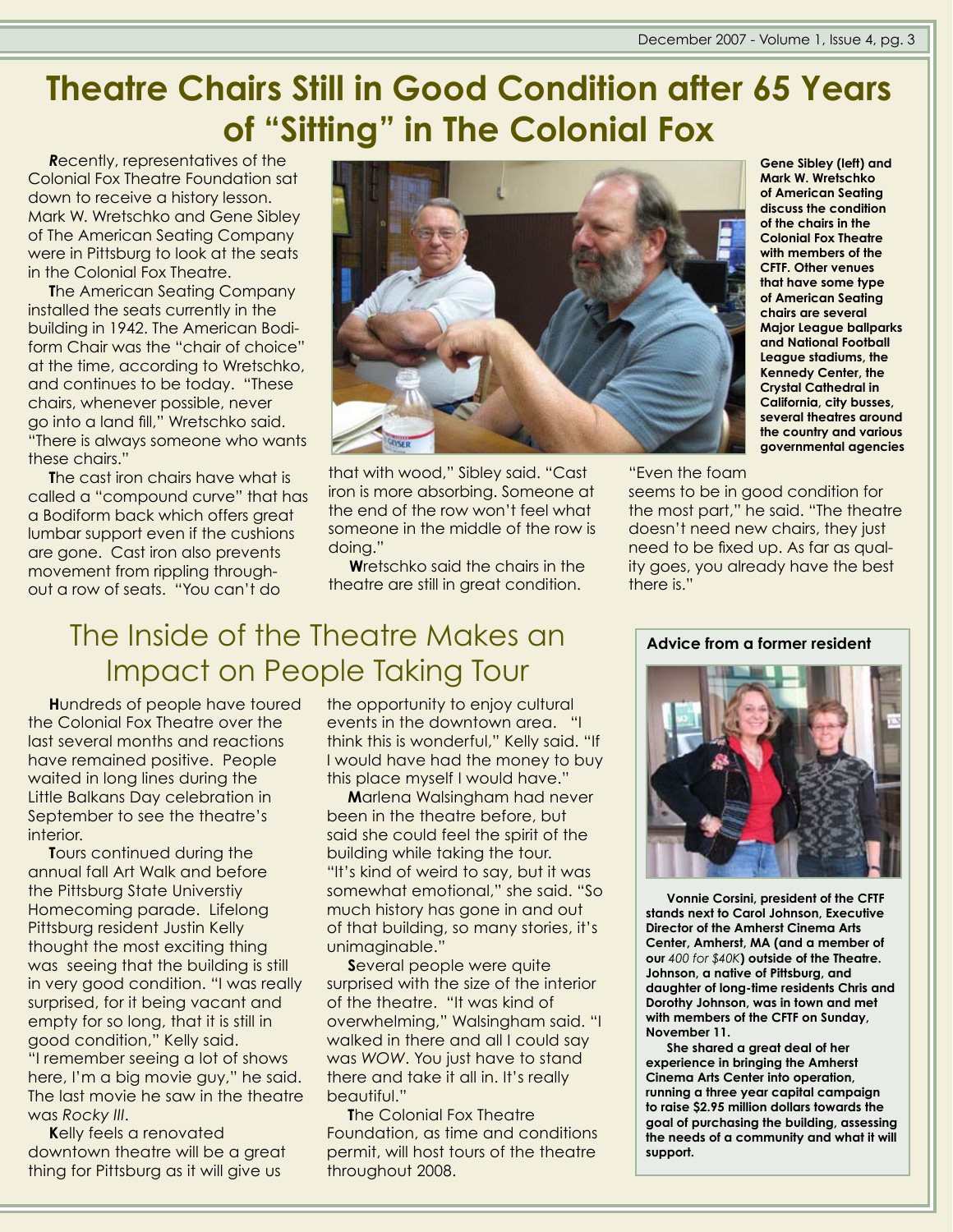# Theatre Chairs Still in Good Condition after 65 Years of "Sitting" in The Colonial Fox

Recently, representatives of the Colonial Fox Theatre Foundation sat down to receive a history lesson. Mark W. Wretschko and Gene Sibley of The American Seating Company were in Pittsburg to look at the seats in the Colonial Fox Theatre.

The American Seating Company installed the seats currently in the building in 1942. The American Bodiform Chair was the "chair of choice" at the time, according to Wretschko, and continues to be today. "These chairs, whenever possible, never go into a land fill," Wretschko said. "There is always someone who wants these chairs."

The cast iron chairs have what is called a "compound curve" that has a Bodiform back which offers great lumbar support even if the cushions are gone. Cast iron also prevents movement from rippling throughout a row of seats. "You can't do that with wood," Sibley said. "Cast iron is more absorbing. Someone at the end of the row won't feel what someone in the middle of the row is doing."

Wretschko said the chairs in the theatre are still in great condition. "Even the foam seems to be in good condition for the most part," he said. "The theatre doesn't need new chairs, they just need to be fixed up. As far as quality goes, you already have the best there is."

**Gene Sibley (left) and Mark W. Wretschko of American Seating discuss the condition of the chairs in the Colonial Fox Theatre with members of the CFTF. Other venues that have some type of American Seating chairs are several Major League ballparks and National Football League stadiums, the Kennedy Center, the Crystal Cathedral in California, city busses, several theatres around the country and various governmental agencies**

## The Inside of the Theatre Makes an Impact on People Taking Tour

Hundreds of people have toured the Colonial Fox Theatre over the last several months and reactions have remained positive. People waited in long lines during the Little Balkans Day celebration in September to see the theatre's interior.

Tours continued during the annual fall Art Walk and before the Pittsburg State Universtiy Homecoming parade. Lifelong Pittsburg resident Justin Kelly thought the most exciting thing was seeing that the building is still in very good condition. "I was really surprised, for it being vacant and empty for so long, that it is still in good condition," Kelly said. "I remember seeing a lot of shows here, I'm a big movie guy," he said. The last movie he saw in the theatre was *Rocky III*.

Kelly feels a renovated downtown theatre will be a great thing for Pittsburg as it will give us the opportunity to enjoy cultural events in the downtown area. "I think this is wonderful," Kelly said. "If I would have had the money to buy this place myself I would have."

Marlena Walsingham had never been in the theatre before, but said she could feel the spirit of the building while taking the tour. "It's kind of weird to say, but it was somewhat emotional," she said. "So much history has gone in and out of that building, so many stories, it's unimaginable."

Several people were quite surprised with the size of the interior of the theatre. "It was kind of overwhelming," Walsingham said. "I walked in there and all I could say was *WOW*. You just have to stand there and take it all in. It's really beautiful."

The Colonial Fox Theatre Foundation, as time and conditions permit, will host tours of the theatre throughout 2008.

### Advice from a former resident

**Vonnie Corsini, president of the CFTF stands next to Carol Johnson, Executive Director of the Amherst Cinema Arts Center, Amherst, MA (and a member of our *400 for $40K*) outside of the Theatre. Johnson, a native of Pittsburg, and daughter of long-time residents Chris and Dorothy Johnson, was in town and met with members of the CFTF on Sunday, November 11.**

**She shared a great deal of her experience in bringing the Amherst Cinema Arts Center into operation, running a three year capital campaign to raise $2.95 million dollars towards the goal of purchasing the building, assessing the needs of a community and what it will support.**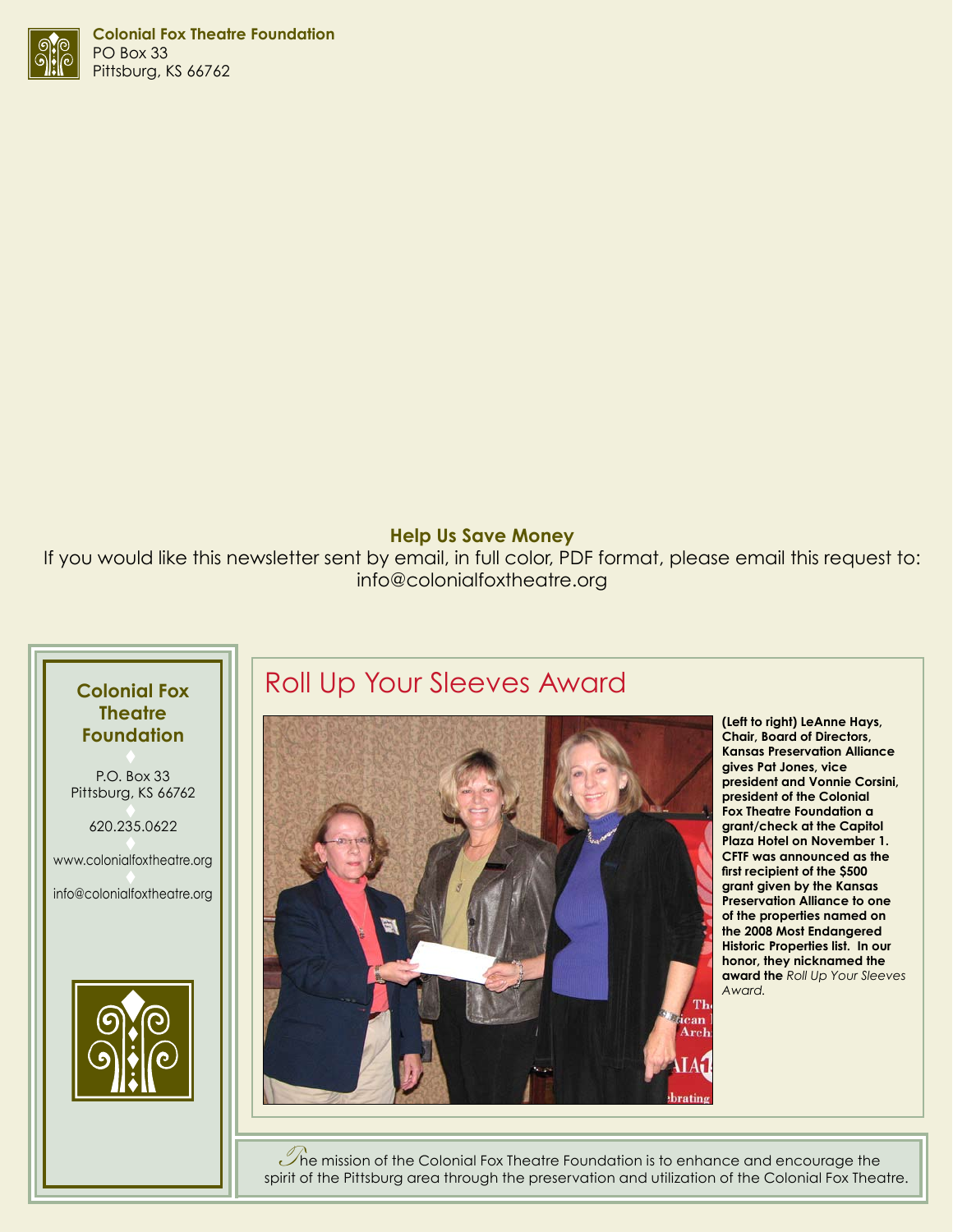**Colonial Fox Theatre Foundation**
PO Box 33
Pittsburg, KS 66762

**Help Us Save Money**

If you would like this newsletter sent by email, in full color, PDF format, please email this request to: info@colonialfoxtheatre.org

**Colonial Fox Theatre Foundation**

P.O. Box 33
Pittsburg, KS 66762

620.235.0622

www.colonialfoxtheatre.org

info@colonialfoxtheatre.org

## Roll Up Your Sleeves Award

**(Left to right) LeAnne Hays, Chair, Board of Directors, Kansas Preservation Alliance gives Pat Jones, vice president and Vonnie Corsini, president of the Colonial Fox Theatre Foundation a grant/check at the Capitol Plaza Hotel on November 1. CFTF was announced as the first recipient of the $500 grant given by the Kansas Preservation Alliance to one of the properties named on the 2008 Most Endangered Historic Properties list. In our honor, they nicknamed the award the** ***Roll Up Your Sleeves Award.***

The mission of the Colonial Fox Theatre Foundation is to enhance and encourage the spirit of the Pittsburg area through the preservation and utilization of the Colonial Fox Theatre.